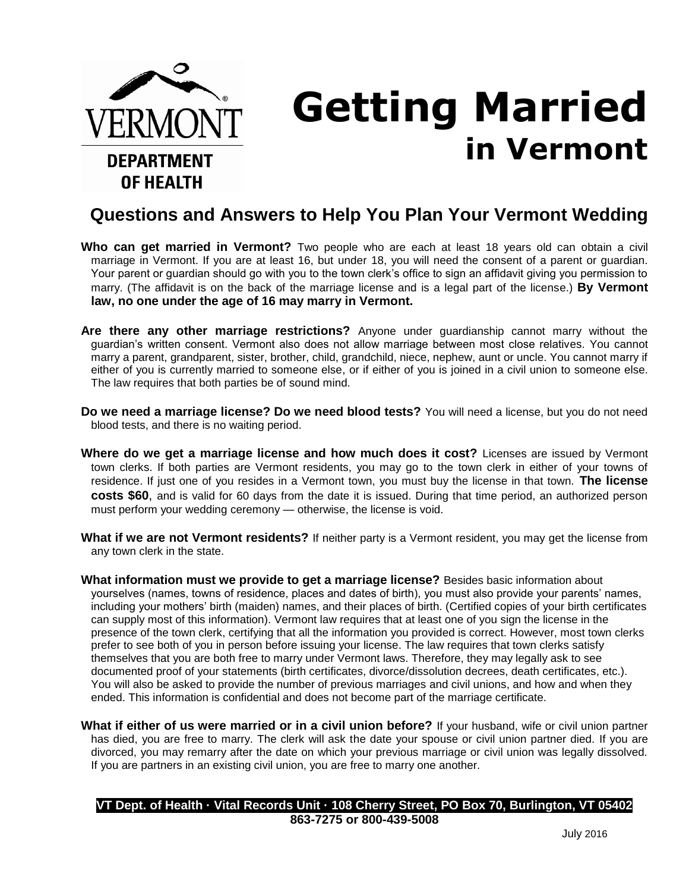VERMONT

DEPARTMENT OF HEALTH

# Getting Married in Vermont

## Questions and Answers to Help You Plan Your Vermont Wedding

**Who can get married in Vermont?** Two people who are each at least 18 years old can obtain a civil marriage in Vermont. If you are at least 16, but under 18, you will need the consent of a parent or guardian. Your parent or guardian should go with you to the town clerk's office to sign an affidavit giving you permission to marry. (The affidavit is on the back of the marriage license and is a legal part of the license.) **By Vermont law, no one under the age of 16 may marry in Vermont.**

**Are there any other marriage restrictions?** Anyone under guardianship cannot marry without the guardian's written consent. Vermont also does not allow marriage between most close relatives. You cannot marry a parent, grandparent, sister, brother, child, grandchild, niece, nephew, aunt or uncle. You cannot marry if either of you is currently married to someone else, or if either of you is joined in a civil union to someone else. The law requires that both parties be of sound mind.

**Do we need a marriage license? Do we need blood tests?** You will need a license, but you do not need blood tests, and there is no waiting period.

**Where do we get a marriage license and how much does it cost?** Licenses are issued by Vermont town clerks. If both parties are Vermont residents, you may go to the town clerk in either of your towns of residence. If just one of you resides in a Vermont town, you must buy the license in that town. **The license costs $60**, and is valid for 60 days from the date it is issued. During that time period, an authorized person must perform your wedding ceremony — otherwise, the license is void.

**What if we are not Vermont residents?** If neither party is a Vermont resident, you may get the license from any town clerk in the state.

**What information must we provide to get a marriage license?** Besides basic information about yourselves (names, towns of residence, places and dates of birth), you must also provide your parents' names, including your mothers' birth (maiden) names, and their places of birth. (Certified copies of your birth certificates can supply most of this information). Vermont law requires that at least one of you sign the license in the presence of the town clerk, certifying that all the information you provided is correct. However, most town clerks prefer to see both of you in person before issuing your license. The law requires that town clerks satisfy themselves that you are both free to marry under Vermont laws. Therefore, they may legally ask to see documented proof of your statements (birth certificates, divorce/dissolution decrees, death certificates, etc.). You will also be asked to provide the number of previous marriages and civil unions, and how and when they ended. This information is confidential and does not become part of the marriage certificate.

**What if either of us were married or in a civil union before?** If your husband, wife or civil union partner has died, you are free to marry. The clerk will ask the date your spouse or civil union partner died. If you are divorced, you may remarry after the date on which your previous marriage or civil union was legally dissolved. If you are partners in an existing civil union, you are free to marry one another.

**VT Dept. of Health · Vital Records Unit · 108 Cherry Street, PO Box 70, Burlington, VT 05402**
**863-7275 or 800-439-5008**

July 2016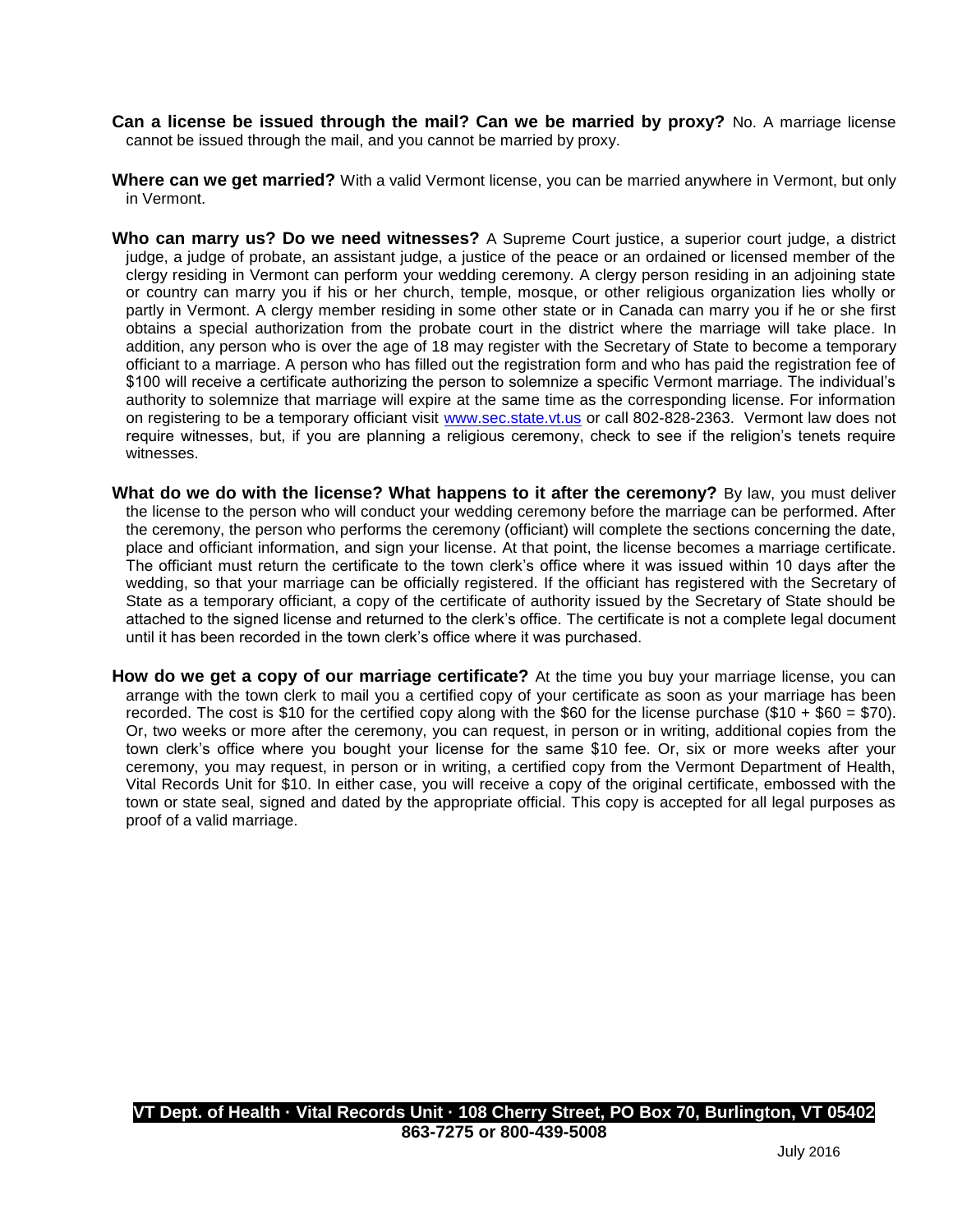**Can a license be issued through the mail? Can we be married by proxy?** No. A marriage license cannot be issued through the mail, and you cannot be married by proxy.

**Where can we get married?** With a valid Vermont license, you can be married anywhere in Vermont, but only in Vermont.

**Who can marry us? Do we need witnesses?** A Supreme Court justice, a superior court judge, a district judge, a judge of probate, an assistant judge, a justice of the peace or an ordained or licensed member of the clergy residing in Vermont can perform your wedding ceremony. A clergy person residing in an adjoining state or country can marry you if his or her church, temple, mosque, or other religious organization lies wholly or partly in Vermont. A clergy member residing in some other state or in Canada can marry you if he or she first obtains a special authorization from the probate court in the district where the marriage will take place. In addition, any person who is over the age of 18 may register with the Secretary of State to become a temporary officiant to a marriage. A person who has filled out the registration form and who has paid the registration fee of $100 will receive a certificate authorizing the person to solemnize a specific Vermont marriage. The individual's authority to solemnize that marriage will expire at the same time as the corresponding license. For information on registering to be a temporary officiant visit www.sec.state.vt.us or call 802-828-2363. Vermont law does not require witnesses, but, if you are planning a religious ceremony, check to see if the religion's tenets require witnesses.

**What do we do with the license? What happens to it after the ceremony?** By law, you must deliver the license to the person who will conduct your wedding ceremony before the marriage can be performed. After the ceremony, the person who performs the ceremony (officiant) will complete the sections concerning the date, place and officiant information, and sign your license. At that point, the license becomes a marriage certificate. The officiant must return the certificate to the town clerk's office where it was issued within 10 days after the wedding, so that your marriage can be officially registered. If the officiant has registered with the Secretary of State as a temporary officiant, a copy of the certificate of authority issued by the Secretary of State should be attached to the signed license and returned to the clerk's office. The certificate is not a complete legal document until it has been recorded in the town clerk's office where it was purchased.

**How do we get a copy of our marriage certificate?** At the time you buy your marriage license, you can arrange with the town clerk to mail you a certified copy of your certificate as soon as your marriage has been recorded. The cost is $10 for the certified copy along with the $60 for the license purchase ($10 + $60 = $70). Or, two weeks or more after the ceremony, you can request, in person or in writing, additional copies from the town clerk's office where you bought your license for the same $10 fee. Or, six or more weeks after your ceremony, you may request, in person or in writing, a certified copy from the Vermont Department of Health, Vital Records Unit for $10. In either case, you will receive a copy of the original certificate, embossed with the town or state seal, signed and dated by the appropriate official. This copy is accepted for all legal purposes as proof of a valid marriage.

**VT Dept. of Health · Vital Records Unit · 108 Cherry Street, PO Box 70, Burlington, VT 05402**
**863-7275 or 800-439-5008**

July 2016